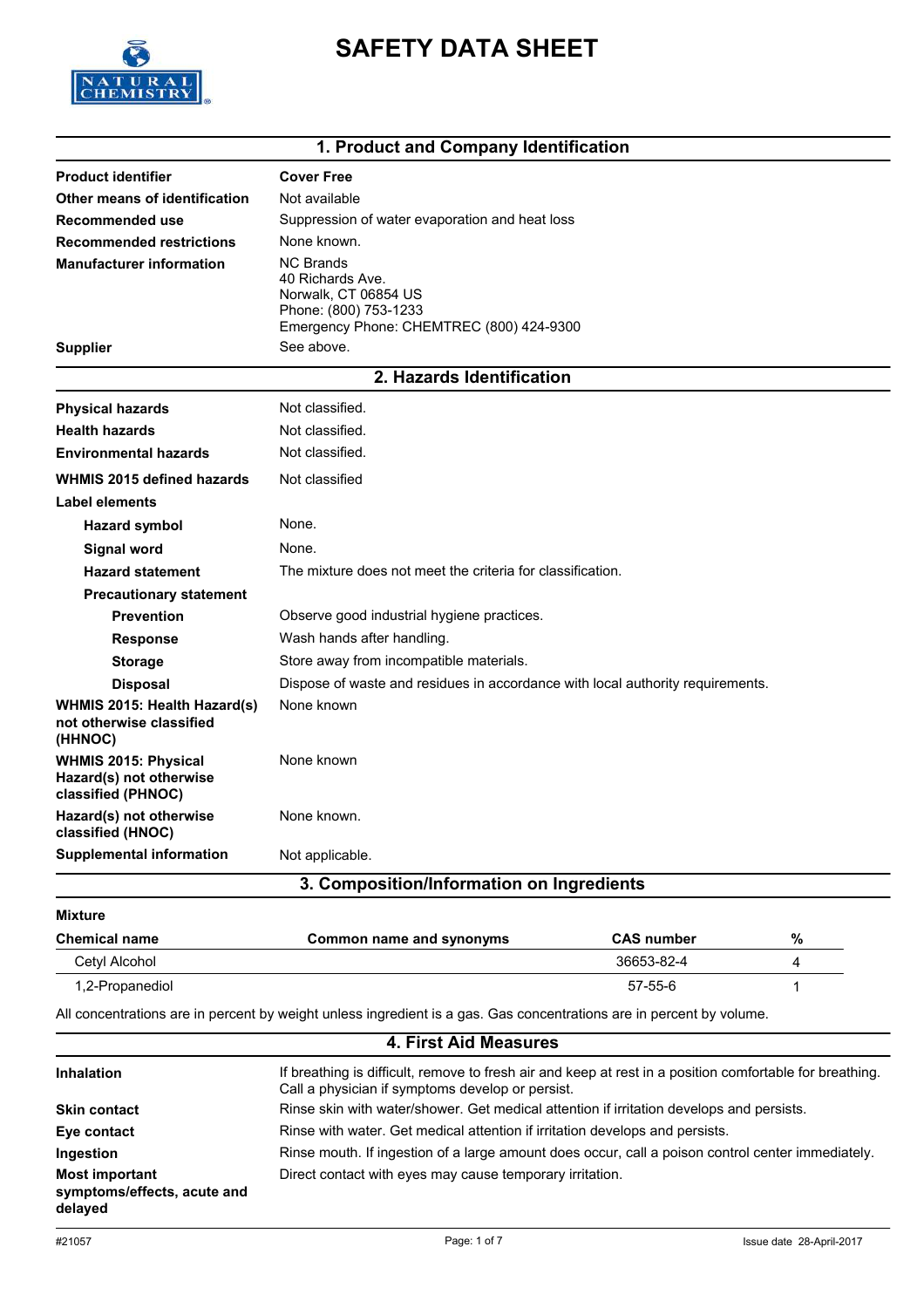# SAFETY DATA SHEET

## 1. Product and Company Identification

| | |
|---|---|
| **Product identifier** | **Cover Free** |
| **Other means of identification** | Not available |
| **Recommended use** | Suppression of water evaporation and heat loss |
| **Recommended restrictions** | None known. |
| **Manufacturer information** | NC Brands<br>40 Richards Ave.<br>Norwalk, CT 06854 US<br>Phone: (800) 753-1233<br>Emergency Phone: CHEMTREC (800) 424-9300 |
| **Supplier** | See above. |

## 2. Hazards Identification

| | |
|---|---|
| **Physical hazards** | Not classified. |
| **Health hazards** | Not classified. |
| **Environmental hazards** | Not classified. |
| **WHMIS 2015 defined hazards** | Not classified |
| **Label elements** | |
| **Hazard symbol** | None. |
| **Signal word** | None. |
| **Hazard statement** | The mixture does not meet the criteria for classification. |
| **Precautionary statement** | |
| **Prevention** | Observe good industrial hygiene practices. |
| **Response** | Wash hands after handling. |
| **Storage** | Store away from incompatible materials. |
| **Disposal** | Dispose of waste and residues in accordance with local authority requirements. |
| **WHMIS 2015: Health Hazard(s) not otherwise classified (HHNOC)** | None known |
| **WHMIS 2015: Physical Hazard(s) not otherwise classified (PHNOC)** | None known |
| **Hazard(s) not otherwise classified (HNOC)** | None known. |
| **Supplemental information** | Not applicable. |

## 3. Composition/Information on Ingredients

**Mixture**

| Chemical name | Common name and synonyms | CAS number | % |
|---|---|---|---|
| Cetyl Alcohol | | 36653-82-4 | 4 |
| 1,2-Propanediol | | 57-55-6 | 1 |

All concentrations are in percent by weight unless ingredient is a gas. Gas concentrations are in percent by volume.

## 4. First Aid Measures

| | |
|---|---|
| **Inhalation** | If breathing is difficult, remove to fresh air and keep at rest in a position comfortable for breathing. Call a physician if symptoms develop or persist. |
| **Skin contact** | Rinse skin with water/shower. Get medical attention if irritation develops and persists. |
| **Eye contact** | Rinse with water. Get medical attention if irritation develops and persists. |
| **Ingestion** | Rinse mouth. If ingestion of a large amount does occur, call a poison control center immediately. |
| **Most important symptoms/effects, acute and delayed** | Direct contact with eyes may cause temporary irritation. |

#21057 Issue date 28-April-2017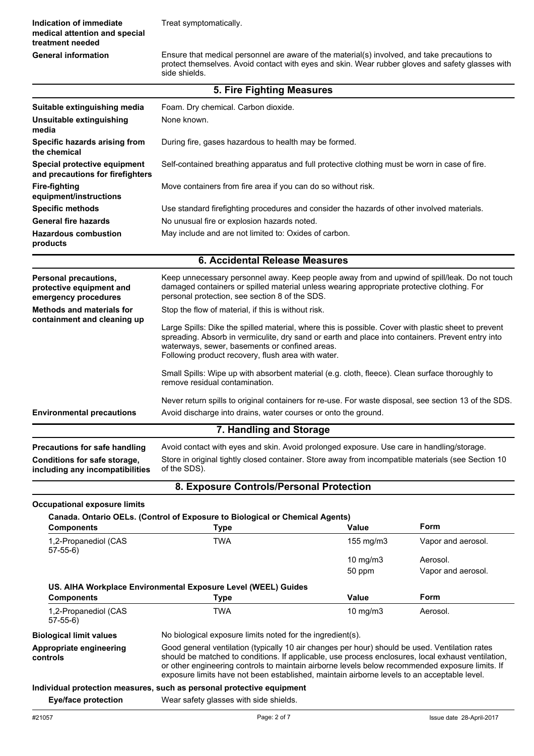| | |
|---|---|
| **Indication of immediate medical attention and special treatment needed** | Treat symptomatically. |
| **General information** | Ensure that medical personnel are aware of the material(s) involved, and take precautions to protect themselves. Avoid contact with eyes and skin. Wear rubber gloves and safety glasses with side shields. |

## 5. Fire Fighting Measures

| | |
|---|---|
| **Suitable extinguishing media** | Foam. Dry chemical. Carbon dioxide. |
| **Unsuitable extinguishing media** | None known. |
| **Specific hazards arising from the chemical** | During fire, gases hazardous to health may be formed. |
| **Special protective equipment and precautions for firefighters** | Self-contained breathing apparatus and full protective clothing must be worn in case of fire. |
| **Fire-fighting equipment/instructions** | Move containers from fire area if you can do so without risk. |
| **Specific methods** | Use standard firefighting procedures and consider the hazards of other involved materials. |
| **General fire hazards** | No unusual fire or explosion hazards noted. |
| **Hazardous combustion products** | May include and are not limited to: Oxides of carbon. |

## 6. Accidental Release Measures

**Personal precautions, protective equipment and emergency procedures**

Keep unnecessary personnel away. Keep people away from and upwind of spill/leak. Do not touch damaged containers or spilled material unless wearing appropriate protective clothing. For personal protection, see section 8 of the SDS.

**Methods and materials for containment and cleaning up**

Stop the flow of material, if this is without risk.

Large Spills: Dike the spilled material, where this is possible. Cover with plastic sheet to prevent spreading. Absorb in vermiculite, dry sand or earth and place into containers. Prevent entry into waterways, sewer, basements or confined areas.
Following product recovery, flush area with water.

Small Spills: Wipe up with absorbent material (e.g. cloth, fleece). Clean surface thoroughly to remove residual contamination.

Never return spills to original containers for re-use. For waste disposal, see section 13 of the SDS.

**Environmental precautions**

Avoid discharge into drains, water courses or onto the ground.

## 7. Handling and Storage

| | |
|---|---|
| **Precautions for safe handling** | Avoid contact with eyes and skin. Avoid prolonged exposure. Use care in handling/storage. |
| **Conditions for safe storage, including any incompatibilities** | Store in original tightly closed container. Store away from incompatible materials (see Section 10 of the SDS). |

## 8. Exposure Controls/Personal Protection

**Occupational exposure limits**

**Canada. Ontario OELs. (Control of Exposure to Biological or Chemical Agents)**

| Components | Type | Value | Form |
|---|---|---|---|
| 1,2-Propanediol (CAS 57-55-6) | TWA | 155 mg/m3 | Vapor and aerosol. |
| | | 10 mg/m3 | Aerosol. |
| | | 50 ppm | Vapor and aerosol. |

**US. AIHA Workplace Environmental Exposure Level (WEEL) Guides**

| Components | Type | Value | Form |
|---|---|---|---|
| 1,2-Propanediol (CAS 57-55-6) | TWA | 10 mg/m3 | Aerosol. |

| | |
|---|---|
| **Biological limit values** | No biological exposure limits noted for the ingredient(s). |
| **Appropriate engineering controls** | Good general ventilation (typically 10 air changes per hour) should be used. Ventilation rates should be matched to conditions. If applicable, use process enclosures, local exhaust ventilation, or other engineering controls to maintain airborne levels below recommended exposure limits. If exposure limits have not been established, maintain airborne levels to an acceptable level. |

**Individual protection measures, such as personal protective equipment**

| | |
|---|---|
| **Eye/face protection** | Wear safety glasses with side shields. |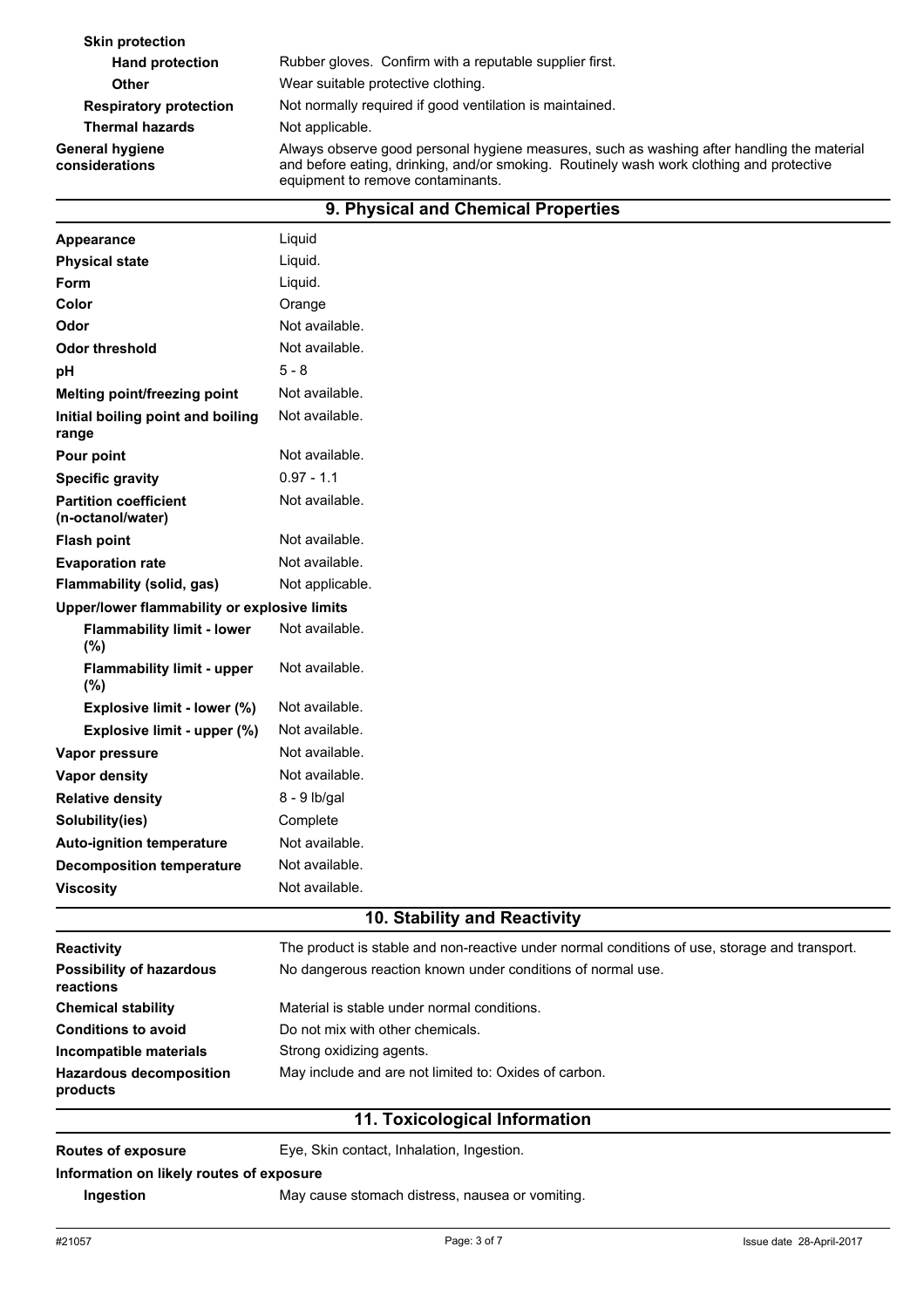| | |
|---|---|
| **Skin protection** | |
| **Hand protection** | Rubber gloves. Confirm with a reputable supplier first. |
| **Other** | Wear suitable protective clothing. |
| **Respiratory protection** | Not normally required if good ventilation is maintained. |
| **Thermal hazards** | Not applicable. |
| **General hygiene considerations** | Always observe good personal hygiene measures, such as washing after handling the material and before eating, drinking, and/or smoking. Routinely wash work clothing and protective equipment to remove contaminants. |

## 9. Physical and Chemical Properties

| | |
|---|---|
| **Appearance** | Liquid |
| **Physical state** | Liquid. |
| **Form** | Liquid. |
| **Color** | Orange |
| **Odor** | Not available. |
| **Odor threshold** | Not available. |
| **pH** | 5 - 8 |
| **Melting point/freezing point** | Not available. |
| **Initial boiling point and boiling range** | Not available. |
| **Pour point** | Not available. |
| **Specific gravity** | 0.97 - 1.1 |
| **Partition coefficient (n-octanol/water)** | Not available. |
| **Flash point** | Not available. |
| **Evaporation rate** | Not available. |
| **Flammability (solid, gas)** | Not applicable. |
| **Upper/lower flammability or explosive limits** | |
| **Flammability limit - lower (%)** | Not available. |
| **Flammability limit - upper (%)** | Not available. |
| **Explosive limit - lower (%)** | Not available. |
| **Explosive limit - upper (%)** | Not available. |
| **Vapor pressure** | Not available. |
| **Vapor density** | Not available. |
| **Relative density** | 8 - 9 lb/gal |
| **Solubility(ies)** | Complete |
| **Auto-ignition temperature** | Not available. |
| **Decomposition temperature** | Not available. |
| **Viscosity** | Not available. |

## 10. Stability and Reactivity

| | |
|---|---|
| **Reactivity** | The product is stable and non-reactive under normal conditions of use, storage and transport. |
| **Possibility of hazardous reactions** | No dangerous reaction known under conditions of normal use. |
| **Chemical stability** | Material is stable under normal conditions. |
| **Conditions to avoid** | Do not mix with other chemicals. |
| **Incompatible materials** | Strong oxidizing agents. |
| **Hazardous decomposition products** | May include and are not limited to: Oxides of carbon. |

## 11. Toxicological Information

| | |
|---|---|
| **Routes of exposure** | Eye, Skin contact, Inhalation, Ingestion. |
| **Information on likely routes of exposure** | |
| **Ingestion** | May cause stomach distress, nausea or vomiting. |

#21057 Issue date 28-April-2017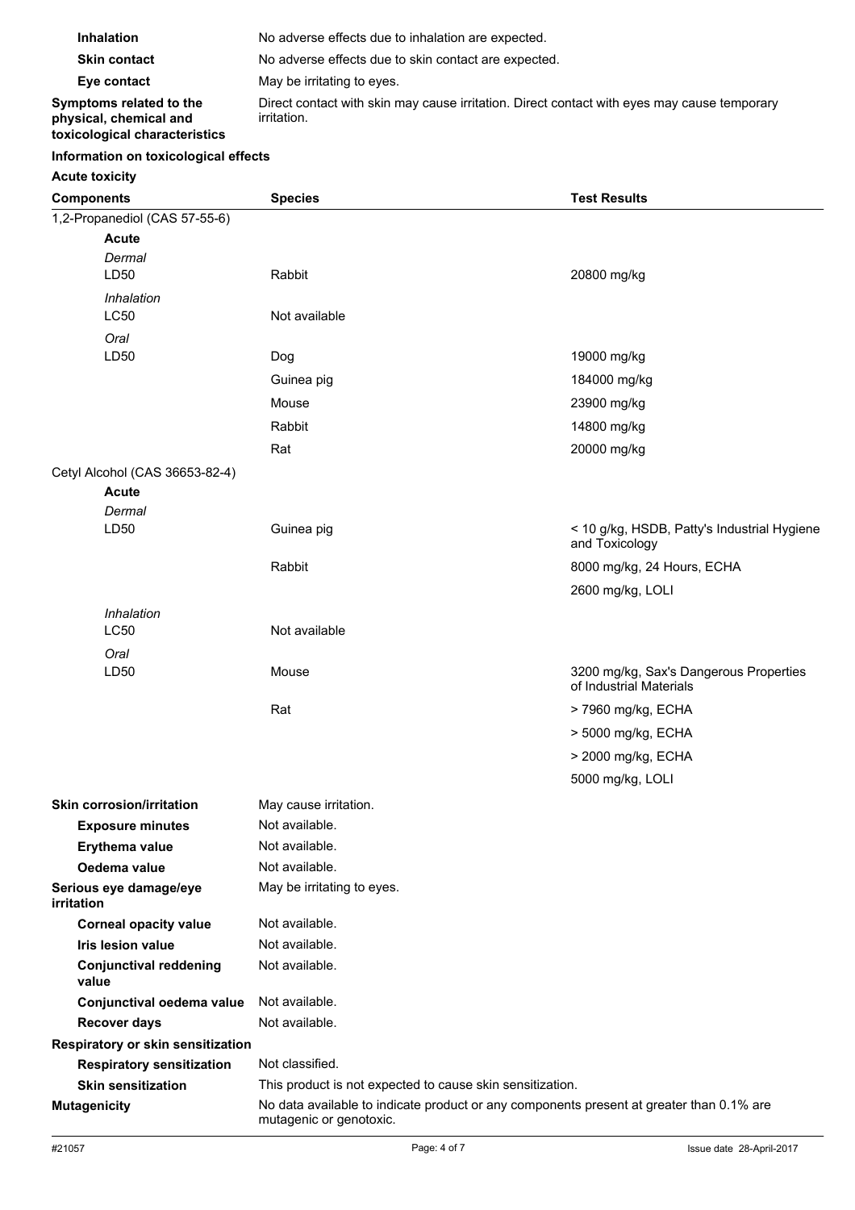| | |
|---|---|
| **Inhalation** | No adverse effects due to inhalation are expected. |
| **Skin contact** | No adverse effects due to skin contact are expected. |
| **Eye contact** | May be irritating to eyes. |
| **Symptoms related to the physical, chemical and toxicological characteristics** | Direct contact with skin may cause irritation. Direct contact with eyes may cause temporary irritation. |

**Information on toxicological effects**

**Acute toxicity**

| **Components** | **Species** | **Test Results** |
|---|---|---|
| 1,2-Propanediol (CAS 57-55-6) | | |
| **Acute** | | |
| *Dermal* | | |
| LD50 | Rabbit | 20800 mg/kg |
| *Inhalation* | | |
| LC50 | Not available | |
| *Oral* | | |
| LD50 | Dog | 19000 mg/kg |
| | Guinea pig | 184000 mg/kg |
| | Mouse | 23900 mg/kg |
| | Rabbit | 14800 mg/kg |
| | Rat | 20000 mg/kg |
| Cetyl Alcohol (CAS 36653-82-4) | | |
| **Acute** | | |
| *Dermal* | | |
| LD50 | Guinea pig | < 10 g/kg, HSDB, Patty's Industrial Hygiene and Toxicology |
| | Rabbit | 8000 mg/kg, 24 Hours, ECHA |
| | | 2600 mg/kg, LOLI |
| *Inhalation* | | |
| LC50 | Not available | |
| *Oral* | | |
| LD50 | Mouse | 3200 mg/kg, Sax's Dangerous Properties of Industrial Materials |
| | Rat | > 7960 mg/kg, ECHA |
| | | > 5000 mg/kg, ECHA |
| | | > 2000 mg/kg, ECHA |
| | | 5000 mg/kg, LOLI |

| | |
|---|---|
| **Skin corrosion/irritation** | May cause irritation. |
| **Exposure minutes** | Not available. |
| **Erythema value** | Not available. |
| **Oedema value** | Not available. |
| **Serious eye damage/eye irritation** | May be irritating to eyes. |
| **Corneal opacity value** | Not available. |
| **Iris lesion value** | Not available. |
| **Conjunctival reddening value** | Not available. |
| **Conjunctival oedema value** | Not available. |
| **Recover days** | Not available. |
| **Respiratory or skin sensitization** | |
| **Respiratory sensitization** | Not classified. |
| **Skin sensitization** | This product is not expected to cause skin sensitization. |
| **Mutagenicity** | No data available to indicate product or any components present at greater than 0.1% are mutagenic or genotoxic. |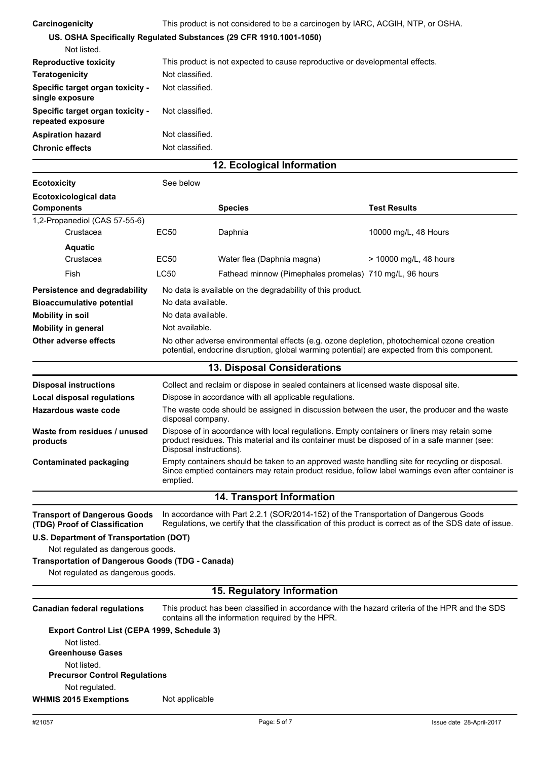| | |
|---|---|
| **Carcinogenicity** | This product is not considered to be a carcinogen by IARC, ACGIH, NTP, or OSHA. |

**US. OSHA Specifically Regulated Substances (29 CFR 1910.1001-1050)**

Not listed.

| | |
|---|---|
| **Reproductive toxicity** | This product is not expected to cause reproductive or developmental effects. |
| **Teratogenicity** | Not classified. |
| **Specific target organ toxicity - single exposure** | Not classified. |
| **Specific target organ toxicity - repeated exposure** | Not classified. |
| **Aspiration hazard** | Not classified. |
| **Chronic effects** | Not classified. |

## 12. Ecological Information

**Ecotoxicity** See below

| Ecotoxicological data Components | | Species | Test Results |
|---|---|---|---|
| 1,2-Propanediol (CAS 57-55-6) | | | |
| Crustacea | EC50 | Daphnia | 10000 mg/L, 48 Hours |
| **Aquatic** | | | |
| Crustacea | EC50 | Water flea (Daphnia magna) | > 10000 mg/L, 48 hours |
| Fish | LC50 | Fathead minnow (Pimephales promelas) | 710 mg/L, 96 hours |

| | |
|---|---|
| **Persistence and degradability** | No data is available on the degradability of this product. |
| **Bioaccumulative potential** | No data available. |
| **Mobility in soil** | No data available. |
| **Mobility in general** | Not available. |
| **Other adverse effects** | No other adverse environmental effects (e.g. ozone depletion, photochemical ozone creation potential, endocrine disruption, global warming potential) are expected from this component. |

## 13. Disposal Considerations

| | |
|---|---|
| **Disposal instructions** | Collect and reclaim or dispose in sealed containers at licensed waste disposal site. |
| **Local disposal regulations** | Dispose in accordance with all applicable regulations. |
| **Hazardous waste code** | The waste code should be assigned in discussion between the user, the producer and the waste disposal company. |
| **Waste from residues / unused products** | Dispose of in accordance with local regulations. Empty containers or liners may retain some product residues. This material and its container must be disposed of in a safe manner (see: Disposal instructions). |
| **Contaminated packaging** | Empty containers should be taken to an approved waste handling site for recycling or disposal. Since emptied containers may retain product residue, follow label warnings even after container is emptied. |

## 14. Transport Information

| | |
|---|---|
| **Transport of Dangerous Goods (TDG) Proof of Classification** | In accordance with Part 2.2.1 (SOR/2014-152) of the Transportation of Dangerous Goods Regulations, we certify that the classification of this product is correct as of the SDS date of issue. |

**U.S. Department of Transportation (DOT)**

Not regulated as dangerous goods.

**Transportation of Dangerous Goods (TDG - Canada)**

Not regulated as dangerous goods.

## 15. Regulatory Information

| | |
|---|---|
| **Canadian federal regulations** | This product has been classified in accordance with the hazard criteria of the HPR and the SDS contains all the information required by the HPR. |

**Export Control List (CEPA 1999, Schedule 3)**

Not listed.

**Greenhouse Gases**

Not listed.

**Precursor Control Regulations**

Not regulated.

| | |
|---|---|
| **WHMIS 2015 Exemptions** | Not applicable |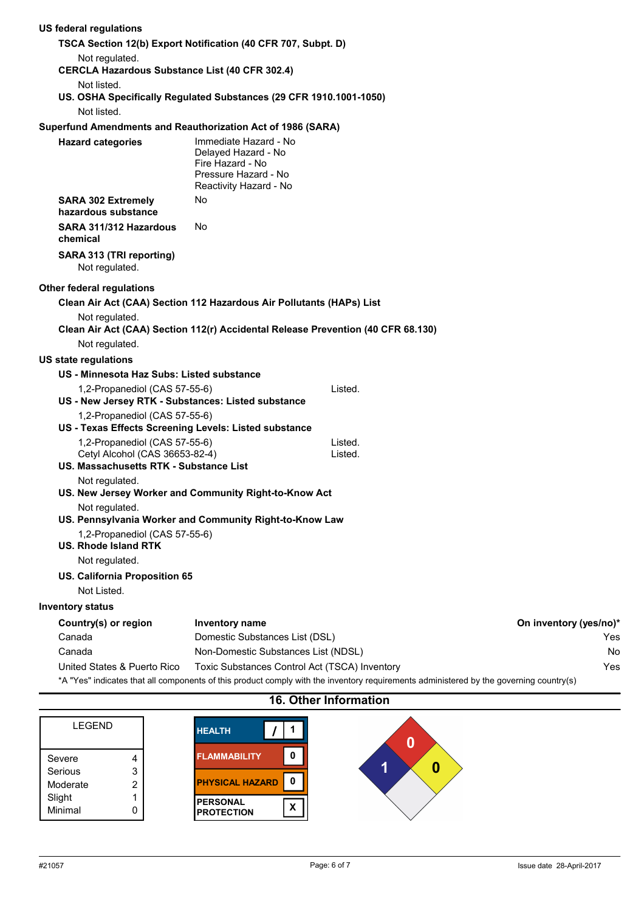**US federal regulations**

**TSCA Section 12(b) Export Notification (40 CFR 707, Subpt. D)**

Not regulated.

**CERCLA Hazardous Substance List (40 CFR 302.4)**

Not listed.

**US. OSHA Specifically Regulated Substances (29 CFR 1910.1001-1050)**

Not listed.

**Superfund Amendments and Reauthorization Act of 1986 (SARA)**

| | |
|---|---|
| **Hazard categories** | Immediate Hazard - No<br>Delayed Hazard - No<br>Fire Hazard - No<br>Pressure Hazard - No<br>Reactivity Hazard - No |
| **SARA 302 Extremely hazardous substance** | No |
| **SARA 311/312 Hazardous chemical** | No |

**SARA 313 (TRI reporting)**

Not regulated.

**Other federal regulations**

**Clean Air Act (CAA) Section 112 Hazardous Air Pollutants (HAPs) List**

Not regulated.

**Clean Air Act (CAA) Section 112(r) Accidental Release Prevention (40 CFR 68.130)**

Not regulated.

**US state regulations**

**US - Minnesota Haz Subs: Listed substance**

1,2-Propanediol (CAS 57-55-6) Listed.

**US - New Jersey RTK - Substances: Listed substance**

1,2-Propanediol (CAS 57-55-6)

**US - Texas Effects Screening Levels: Listed substance**

1,2-Propanediol (CAS 57-55-6) Listed.
Cetyl Alcohol (CAS 36653-82-4) Listed.

**US. Massachusetts RTK - Substance List**

Not regulated.

**US. New Jersey Worker and Community Right-to-Know Act**

Not regulated.

**US. Pennsylvania Worker and Community Right-to-Know Law**

1,2-Propanediol (CAS 57-55-6)

**US. Rhode Island RTK**

Not regulated.

**US. California Proposition 65**

Not Listed.

**Inventory status**

| Country(s) or region | Inventory name | On inventory (yes/no)* |
|---|---|---|
| Canada | Domestic Substances List (DSL) | Yes |
| Canada | Non-Domestic Substances List (NDSL) | No |
| United States & Puerto Rico | Toxic Substances Control Act (TSCA) Inventory | Yes |

*A "Yes" indicates that all components of this product comply with the inventory requirements administered by the governing country(s)

## 16. Other Information

| LEGEND | |
|---|---|
| Severe | 4 |
| Serious | 3 |
| Moderate | 2 |
| Slight | 1 |
| Minimal | 0 |

| | |
|---|---|
| HEALTH | / 1 |
| FLAMMABILITY | 0 |
| PHYSICAL HAZARD | 0 |
| PERSONAL PROTECTION | X |

NFPA: Health 1, Flammability 0, Instability 0

#21057 Issue date 28-April-2017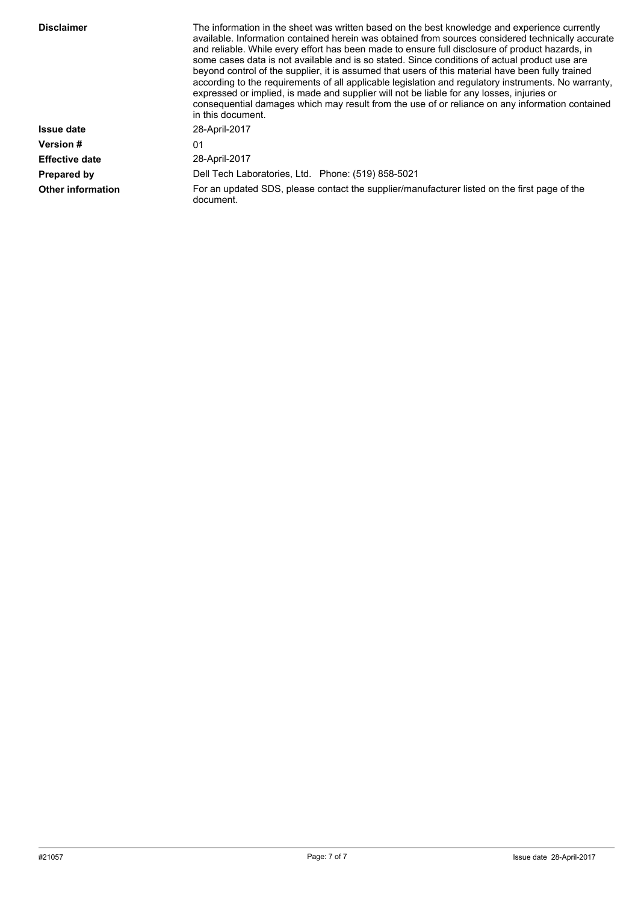| | |
|---|---|
| **Disclaimer** | The information in the sheet was written based on the best knowledge and experience currently available. Information contained herein was obtained from sources considered technically accurate and reliable. While every effort has been made to ensure full disclosure of product hazards, in some cases data is not available and is so stated. Since conditions of actual product use are beyond control of the supplier, it is assumed that users of this material have been fully trained according to the requirements of all applicable legislation and regulatory instruments. No warranty, expressed or implied, is made and supplier will not be liable for any losses, injuries or consequential damages which may result from the use of or reliance on any information contained in this document. |
| **Issue date** | 28-April-2017 |
| **Version #** | 01 |
| **Effective date** | 28-April-2017 |
| **Prepared by** | Dell Tech Laboratories, Ltd. Phone: (519) 858-5021 |
| **Other information** | For an updated SDS, please contact the supplier/manufacturer listed on the first page of the document. |